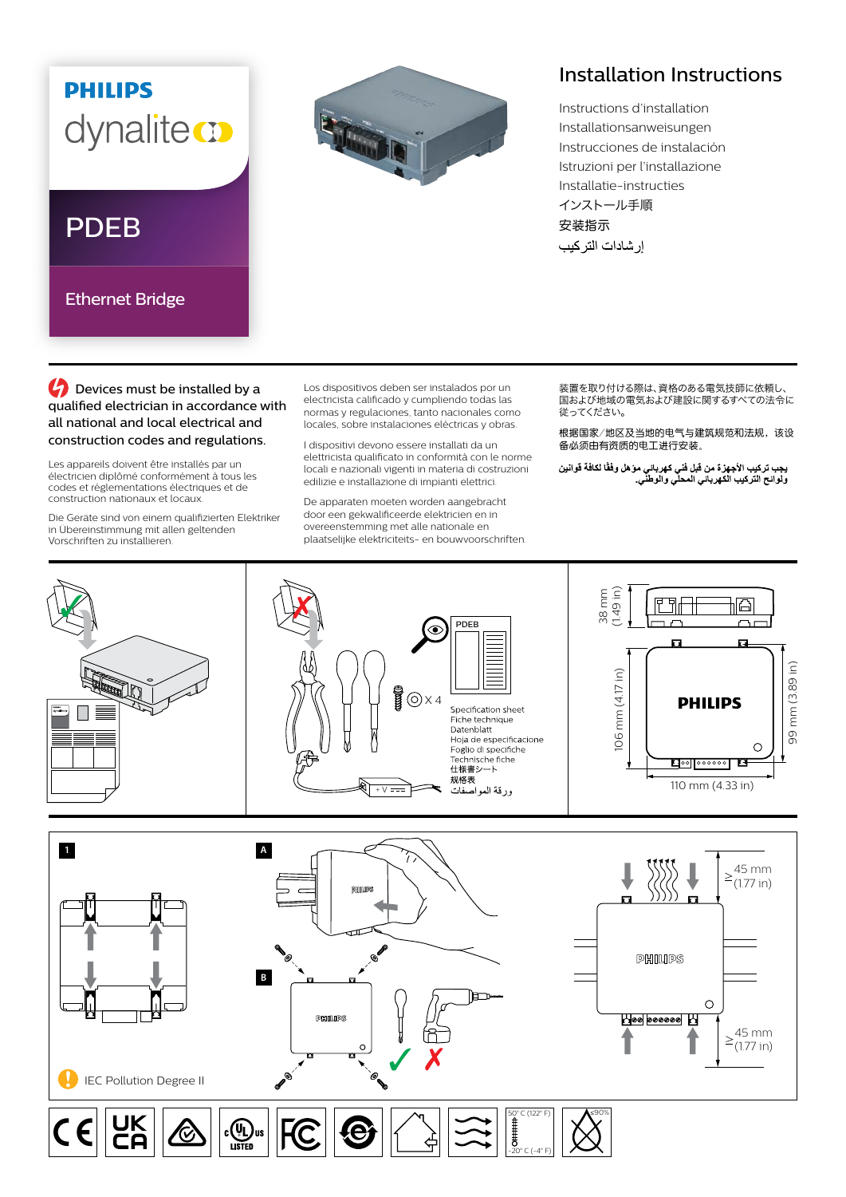PHILIPS

dynalite

# PDEB

Ethernet Bridge

# Installation Instructions

Instructions d'installation
Installationsanweisungen
Instrucciones de instalación
Istruzioni per l'installazione
Installatie-instructies
インストール手順
安装指示
إرشادات التركيب

**Devices must be installed by a qualified electrician in accordance with all national and local electrical and construction codes and regulations.**

Les appareils doivent être installés par un électricien diplômé conformément à tous les codes et réglementations électriques et de construction nationaux et locaux.

Die Geräte sind von einem qualifizierten Elektriker in Übereinstimmung mit allen geltenden Vorschriften zu installieren.

Los dispositivos deben ser instalados por un electricista calificado y cumpliendo todas las normas y regulaciones, tanto nacionales como locales, sobre instalaciones eléctricas y obras.

I dispositivi devono essere installati da un elettricista qualificato in conformità con le norme locali e nazionali vigenti in materia di costruzioni edilizie e installazione di impianti elettrici.

De apparaten moeten worden aangebracht door een gekwalificeerde elektricien en in overeenstemming met alle nationale en plaatselijke elektriciteits- en bouwvoorschriften.

装置を取り付ける際は、資格のある電気技師に依頼し、国および地域の電気および建設に関するすべての法令に従ってください。

根据国家/地区及当地的电气与建筑规范和法规，该设备必须由有资质的电工进行安装。

يجب تركيب الأجهزة من قبل فني كهربائي مؤهل وفقًا لكافة قوانين ولوائح التركيب الكهربائي المحلي والوطني.

PDEB

× 4

+V ⎓

Specification sheet
Fiche technique
Datenblatt
Hoja de especificacione
Foglio di specifiche
Technische fiche
仕様書シート
规格表
ورقة المواصفات

38 mm (1.49 in)

106 mm (4.17 in)

99 mm (3.89 in)

110 mm (4.33 in)

1

A

B

≥ 45 mm (1.77 in)

≥ 45 mm (1.77 in)

IEC Pollution Degree II

50° C (122° F)

-20° C (-4° F)

≤90%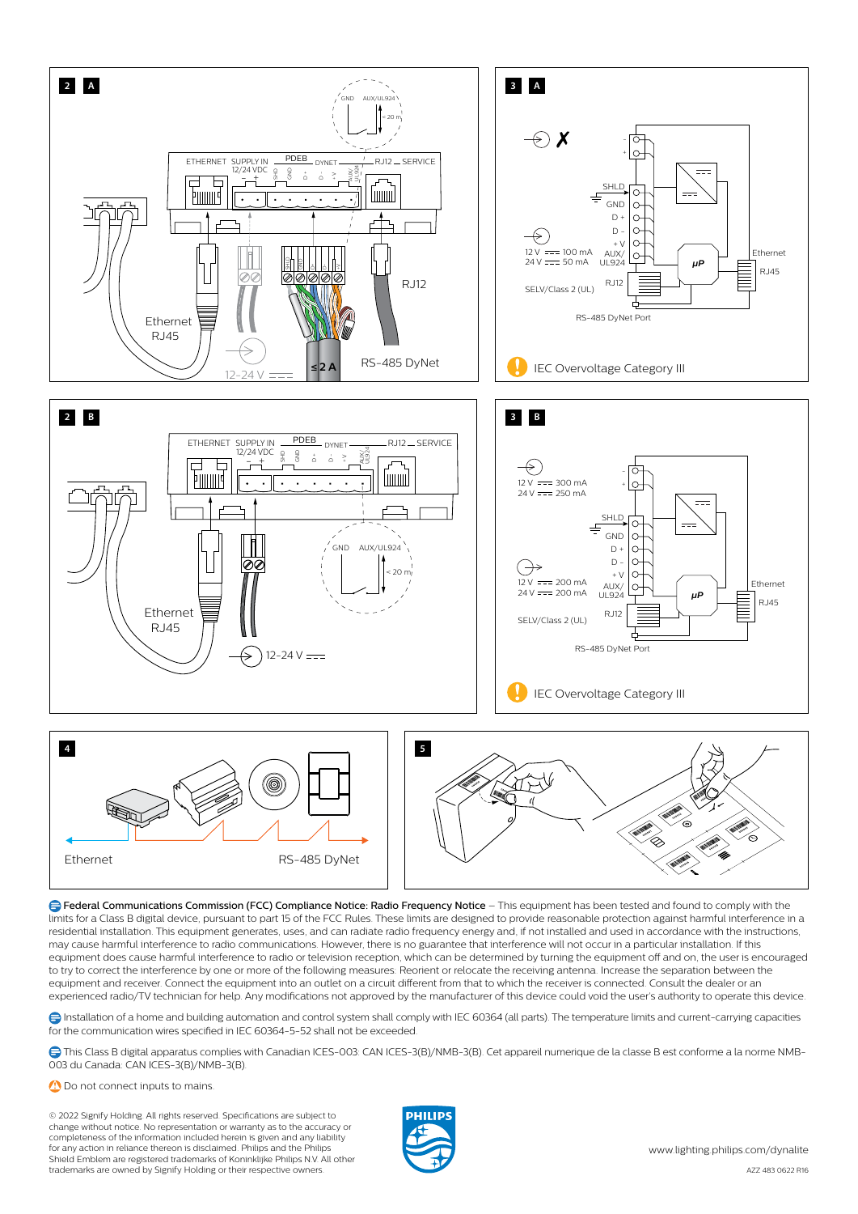**2 A**

GND AUX/UL924

< 20 m

ETHERNET SUPPLY IN 12/24 VDC PDEB DYNET RJ12 SERVICE

Ethernet RJ45

12-24 V

≤2 A

RJ12

RS-485 DyNet

**3 A**

SHLD GND D + D - + V AUX/ UL924

12 V 100 mA
24 V 50 mA

SELV/Class 2 (UL)

RJ12

µP

Ethernet RJ45

RS-485 DyNet Port

IEC Overvoltage Category III

**2 B**

ETHERNET SUPPLY IN 12/24 VDC PDEB DYNET RJ12 SERVICE

GND AUX/UL924

< 20 m

Ethernet RJ45

12-24 V

**3 B**

12 V 300 mA
24 V 250 mA

SHLD GND D + D - + V AUX/ UL924

12 V 200 mA
24 V 200 mA

SELV/Class 2 (UL)

RJ12

µP

Ethernet RJ45

RS-485 DyNet Port

IEC Overvoltage Category III

**4**

Ethernet

RS-485 DyNet

**5**

**Federal Communications Commission (FCC) Compliance Notice: Radio Frequency Notice** – This equipment has been tested and found to comply with the limits for a Class B digital device, pursuant to part 15 of the FCC Rules. These limits are designed to provide reasonable protection against harmful interference in a residential installation. This equipment generates, uses, and can radiate radio frequency energy and, if not installed and used in accordance with the instructions, may cause harmful interference to radio communications. However, there is no guarantee that interference will not occur in a particular installation. If this equipment does cause harmful interference to radio or television reception, which can be determined by turning the equipment off and on, the user is encouraged to try to correct the interference by one or more of the following measures: Reorient or relocate the receiving antenna. Increase the separation between the equipment and receiver. Connect the equipment into an outlet on a circuit different from that to which the receiver is connected. Consult the dealer or an experienced radio/TV technician for help. Any modifications not approved by the manufacturer of this device could void the user's authority to operate this device.

Installation of a home and building automation and control system shall comply with IEC 60364 (all parts). The temperature limits and current-carrying capacities for the communication wires specified in IEC 60364-5-52 shall not be exceeded.

This Class B digital apparatus complies with Canadian ICES-003: CAN ICES-3(B)/NMB-3(B). Cet appareil numerique de la classe B est conforme a la norme NMB-003 du Canada: CAN ICES-3(B)/NMB-3(B).

Do not connect inputs to mains.

© 2022 Signify Holding. All rights reserved. Specifications are subject to change without notice. No representation or warranty as to the accuracy or completeness of the information included herein is given and any liability for any action in reliance thereon is disclaimed. Philips and the Philips Shield Emblem are registered trademarks of Koninklijke Philips N.V. All other trademarks are owned by Signify Holding or their respective owners.

PHILIPS

www.lighting.philips.com/dynalite

AZZ 483 0622 R16